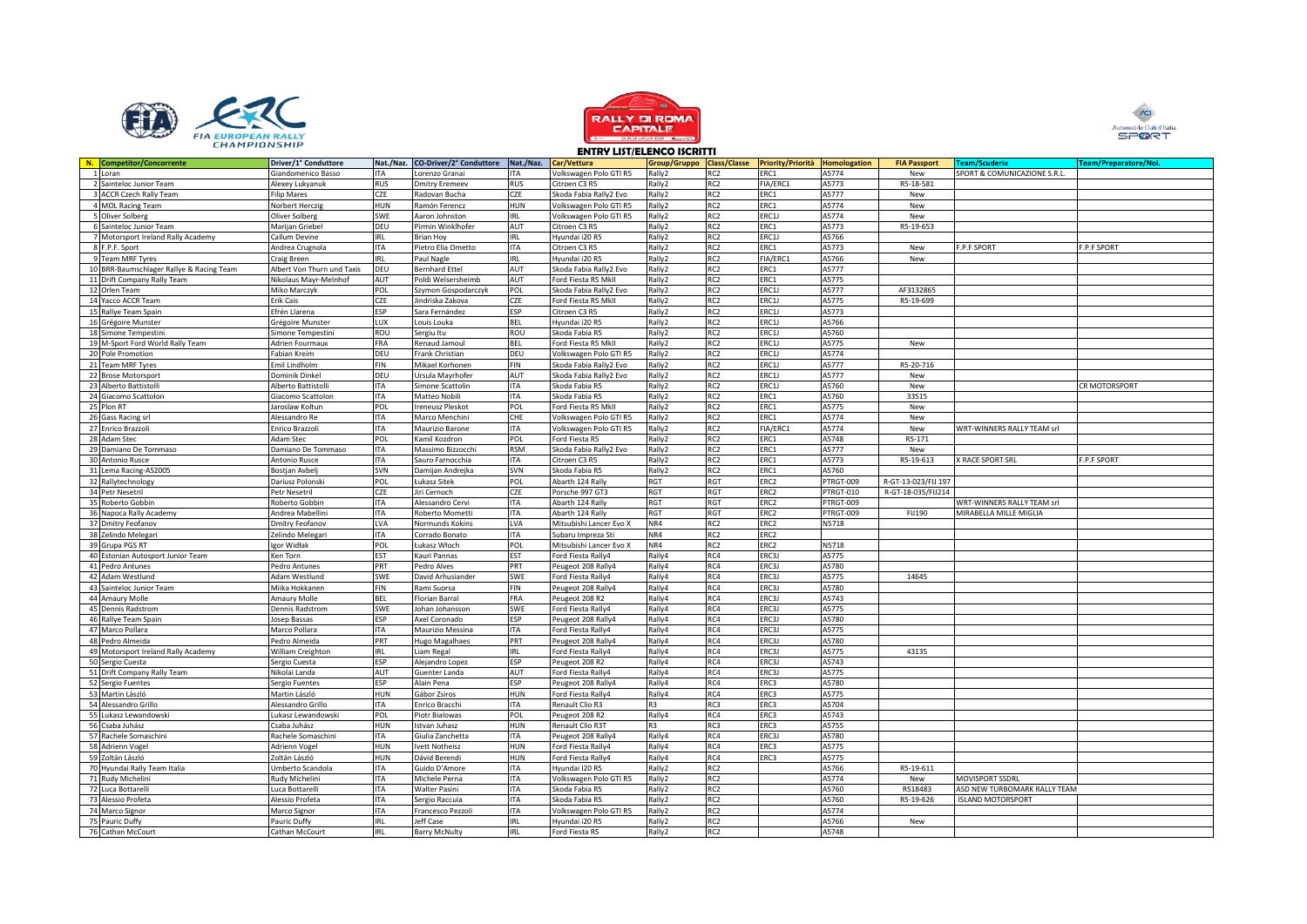## ENTRY LIST/ELENCO ISCRITTI

| N. | Competitor/Concorrente | Driver/1° Conduttore | Nat./Naz. | CO-Driver/2° Conduttore | Nat./Naz. | Car/Vettura | Group/Gruppo | Class/Classe | Priority/Priorità | Homologation | FIA Passport | Team/Scuderia | Team/Preparatore/Nol. |
|---|---|---|---|---|---|---|---|---|---|---|---|---|---|
| 1 | Loran | Giandomenico Basso | ITA | Lorenzo Granai | ITA | Volkswagen Polo GTI R5 | Rally2 | RC2 | ERC1 | A5774 | New | SPORT & COMUNICAZIONE S.R.L. | |
| 2 | Sainteloc Junior Team | Alexey Lukyanuk | RUS | Dmitry Eremeev | RUS | Citroen C3 R5 | Rally2 | RC2 | FIA/ERC1 | A5773 | R5-18-581 | | |
| 3 | ACCR Czech Rally Team | Filip Mares | CZE | Radovan Bucha | CZE | Skoda Fabia Rally2 Evo | Rally2 | RC2 | ERC1 | A5777 | New | | |
| 4 | MOL Racing Team | Norbert Herczig | HUN | Ramón Ferencz | HUN | Volkswagen Polo GTI R5 | Rally2 | RC2 | ERC1 | A5774 | New | | |
| 5 | Oliver Solberg | Oliver Solberg | SWE | Aaron Johnston | IRL | Volkswagen Polo GTI R5 | Rally2 | RC2 | ERC1J | A5774 | New | | |
| 6 | Sainteloc Junior Team | Marijan Griebel | DEU | Pirmin Winklhofer | AUT | Citroen C3 R5 | Rally2 | RC2 | ERC1 | A5773 | R5-19-653 | | |
| 7 | Motorsport Ireland Rally Academy | Callum Devine | IRL | Brian Hoy | IRL | Hyundai i20 R5 | Rally2 | RC2 | ERC1J | A5766 | | | |
| 8 | F.P.F. Sport | Andrea Crugnola | ITA | Pietro Elia Ometto | ITA | Citroen C3 R5 | Rally2 | RC2 | ERC1 | A5773 | New | F.P.F SPORT | F.P.F SPORT |
| 9 | Team MRF Tyres | Craig Breen | IRL | Paul Nagle | IRL | Hyundai i20 R5 | Rally2 | RC2 | FIA/ERC1 | A5766 | New | | |
| 10 | BRR-Baumschlager Rallye & Racing Team | Albert Von Thurn und Taxis | DEU | Bernhard Ettel | AUT | Skoda Fabia Rally2 Evo | Rally2 | RC2 | ERC1 | A5777 | | | |
| 11 | Drift Company Rally Team | Nikolaus Mayr-Melnhof | AUT | Poldi Welsersheimb | AUT | Ford Fiesta R5 MkII | Rally2 | RC2 | ERC1 | A5775 | | | |
| 12 | Orlen Team | Miko Marczyk | POL | Szymon Gospodarczyk | POL | Skoda Fabia Rally2 Evo | Rally2 | RC2 | ERC1J | A5777 | AF3132865 | | |
| 14 | Yacco ACCR Team | Erik Cais | CZE | Jindriska Zakova | CZE | Ford Fiesta R5 MkII | Rally2 | RC2 | ERC1J | A5775 | R5-19-699 | | |
| 15 | Rallye Team Spain | Efrén Llarena | ESP | Sara Fernández | ESP | Citroen C3 R5 | Rally2 | RC2 | ERC1J | A5773 | | | |
| 16 | Grégoire Munster | Grégoire Munster | LUX | Louis Louka | BEL | Hyundai i20 R5 | Rally2 | RC2 | ERC1J | A5766 | | | |
| 18 | Simone Tempestini | Simone Tempestini | ROU | Sergiu Itu | ROU | Skoda Fabia R5 | Rally2 | RC2 | ERC1J | A5760 | | | |
| 19 | M-Sport Ford World Rally Team | Adrien Fourmaux | FRA | Renaud Jamoul | BEL | Ford Fiesta R5 MkII | Rally2 | RC2 | ERC1J | A5775 | New | | |
| 20 | Pole Promotion | Fabian Kreim | DEU | Frank Christian | DEU | Volkswagen Polo GTI R5 | Rally2 | RC2 | ERC1J | A5774 | | | |
| 21 | Team MRF Tyres | Emil Lindholm | FIN | Mikael Korhonen | FIN | Skoda Fabia Rally2 Evo | Rally2 | RC2 | ERC1J | A5777 | R5-20-716 | | |
| 22 | Brose Motorsport | Dominik Dinkel | DEU | Ursula Mayrhofer | AUT | Skoda Fabia Rally2 Evo | Rally2 | RC2 | ERC1J | A5777 | New | | |
| 23 | Alberto Battistolli | Alberto Battistolli | ITA | Simone Scattolin | ITA | Skoda Fabia R5 | Rally2 | RC2 | ERC1J | A5760 | New | | CR MOTORSPORT |
| 24 | Giacomo Scattolon | Giacomo Scattolon | ITA | Matteo Nobili | ITA | Skoda Fabia R5 | Rally2 | RC2 | ERC1 | A5760 | 33515 | | |
| 25 | Plon RT | Jaroslaw Koltun | POL | Ireneusz Pleskot | POL | Ford Fiesta R5 MkII | Rally2 | RC2 | ERC1 | A5775 | New | | |
| 26 | Gass Racing srl | Alessandro Re | ITA | Marco Menchini | CHE | Volkswagen Polo GTI R5 | Rally2 | RC2 | ERC1 | A5774 | New | | |
| 27 | Enrico Brazzoli | Enrico Brazzoli | ITA | Maurizio Barone | ITA | Volkswagen Polo GTI R5 | Rally2 | RC2 | FIA/ERC1 | A5774 | New | WRT-WINNERS RALLY TEAM srl | |
| 28 | Adam Stec | Adam Stec | POL | Kamil Kozdron | POL | Ford Fiesta R5 | Rally2 | RC2 | ERC1 | A5748 | R5-171 | | |
| 29 | Damiano De Tommaso | Damiano De Tommaso | ITA | Massimo Bizzocchi | RSM | Skoda Fabia Rally2 Evo | Rally2 | RC2 | ERC1 | A5777 | New | | |
| 30 | Antonio Rusce | Antonio Rusce | ITA | Sauro Farnocchia | ITA | Citroen C3 R5 | Rally2 | RC2 | ERC1 | A5773 | R5-19-613 | X RACE SPORT SRL | F.P.F SPORT |
| 31 | Lema Racing-AS2005 | Bostjan Avbelj | SVN | Damijan Andrejka | SVN | Skoda Fabia R5 | Rally2 | RC2 | ERC1 | A5760 | | | |
| 32 | Rallytechnology | Dariusz Polonski | POL | Łukasz Sitek | POL | Abarth 124 Rally | RGT | RGT | ERC2 | PTRGT-009 | R-GT-13-023/FIJ 197 | | |
| 34 | Petr Nesetril | Petr Nesetril | CZE | Jiri Cernoch | CZE | Porsche 997 GT3 | RGT | RGT | ERC2 | PTRGT-010 | R-GT-18-035/FIJ214 | | |
| 35 | Roberto Gobbin | Roberto Gobbin | ITA | Alessandro Cervi | ITA | Abarth 124 Rally | RGT | RGT | ERC2 | PTRGT-009 | | WRT-WINNERS RALLY TEAM srl | |
| 36 | Napoca Rally Academy | Andrea Mabellini | ITA | Roberto Mometti | ITA | Abarth 124 Rally | RGT | RGT | ERC2 | PTRGT-009 | FIJ190 | MIRABELLA MILLE MIGLIA | |
| 37 | Dmitry Feofanov | Dmitry Feofanov | LVA | Normunds Kokins | LVA | Mitsubishi Lancer Evo X | NR4 | RC2 | ERC2 | N5718 | | | |
| 38 | Zelindo Melegari | Zelindo Melegari | ITA | Corrado Bonato | ITA | Subaru Impreza Sti | NR4 | RC2 | ERC2 | | | | |
| 39 | Grupa PGS RT | Igor Widłak | POL | Łukasz Włoch | POL | Mitsubishi Lancer Evo X | NR4 | RC2 | ERC2 | N5718 | | | |
| 40 | Estonian Autosport Junior Team | Ken Torn | EST | Kauri Pannas | EST | Ford Fiesta Rally4 | Rally4 | RC4 | ERC3J | A5775 | | | |
| 41 | Pedro Antunes | Pedro Antunes | PRT | Pedro Alves | PRT | Peugeot 208 Rally4 | Rally4 | RC4 | ERC3J | A5780 | | | |
| 42 | Adam Westlund | Adam Westlund | SWE | David Arhusiander | SWE | Ford Fiesta Rally4 | Rally4 | RC4 | ERC3J | A5775 | 14645 | | |
| 43 | Sainteloc Junior Team | Miika Hokkanen | FIN | Rami Suorsa | FIN | Peugeot 208 Rally4 | Rally4 | RC4 | ERC3J | A5780 | | | |
| 44 | Amaury Molle | Amaury Molle | BEL | Florian Barral | FRA | Peugeot 208 R2 | Rally4 | RC4 | ERC3J | A5743 | | | |
| 45 | Dennis Radstrom | Dennis Radstrom | SWE | Johan Johansson | SWE | Ford Fiesta Rally4 | Rally4 | RC4 | ERC3J | A5775 | | | |
| 46 | Rallye Team Spain | Josep Bassas | ESP | Axel Coronado | ESP | Peugeot 208 Rally4 | Rally4 | RC4 | ERC3J | A5780 | | | |
| 47 | Marco Pollara | Marco Pollara | ITA | Maurizio Messina | ITA | Ford Fiesta Rally4 | Rally4 | RC4 | ERC3J | A5775 | | | |
| 48 | Pedro Almeida | Pedro Almeida | PRT | Hugo Magalhaes | PRT | Peugeot 208 Rally4 | Rally4 | RC4 | ERC3J | A5780 | | | |
| 49 | Motorsport Ireland Rally Academy | William Creighton | IRL | Liam Regal | IRL | Ford Fiesta Rally4 | Rally4 | RC4 | ERC3J | A5775 | 43135 | | |
| 50 | Sergio Cuesta | Sergio Cuesta | ESP | Alejandro Lopez | ESP | Peugeot 208 R2 | Rally4 | RC4 | ERC3J | A5743 | | | |
| 51 | Drift Company Rally Team | Nikolai Landa | AUT | Guenter Landa | AUT | Ford Fiesta Rally4 | Rally4 | RC4 | ERC3J | A5775 | | | |
| 52 | Sergio Fuentes | Sergio Fuentes | ESP | Alain Pena | ESP | Peugeot 208 Rally4 | Rally4 | RC4 | ERC3 | A5780 | | | |
| 53 | Martin László | Martin László | HUN | Gábor Zsiros | HUN | Ford Fiesta Rally4 | Rally4 | RC4 | ERC3 | A5775 | | | |
| 54 | Alessandro Grillo | Alessandro Grillo | ITA | Enrico Bracchi | ITA | Renault Clio R3 | R3 | RC3 | ERC3 | A5704 | | | |
| 55 | Lukasz Lewandowski | Lukasz Lewandowski | POL | Piotr Bialowas | POL | Peugeot 208 R2 | Rally4 | RC4 | ERC3 | A5743 | | | |
| 56 | Csaba Juhász | Csaba Juhász | HUN | Istvan Juhasz | HUN | Renault Clio R3T | R3 | RC3 | ERC3 | A5755 | | | |
| 57 | Rachele Somaschini | Rachele Somaschini | ITA | Giulia Zanchetta | ITA | Peugeot 208 Rally4 | Rally4 | RC4 | ERC3J | A5780 | | | |
| 58 | Adrienn Vogel | Adrienn Vogel | HUN | Ivett Notheisz | HUN | Ford Fiesta Rally4 | Rally4 | RC4 | ERC3 | A5775 | | | |
| 59 | Zoltán László | Zoltán László | HUN | Dávid Berendi | HUN | Ford Fiesta Rally4 | Rally4 | RC4 | ERC3 | A5775 | | | |
| 70 | Hyundai Rally Team Italia | Umberto Scandola | ITA | Guido D'Amore | ITA | Hyundai i20 R5 | Rally2 | RC2 | | A5766 | R5-19-611 | | |
| 71 | Rudy Michelini | Rudy Michelini | ITA | Michele Perna | ITA | Volkswagen Polo GTI R5 | Rally2 | RC2 | | A5774 | New | MOVISPORT SSDRL | |
| 72 | Luca Bottarelli | Luca Bottarelli | ITA | Walter Pasini | ITA | Skoda Fabia R5 | Rally2 | RC2 | | A5760 | R518483 | ASD NEW TURBOMARK RALLY TEAM | |
| 73 | Alessio Profeta | Alessio Profeta | ITA | Sergio Raccuia | ITA | Skoda Fabia R5 | Rally2 | RC2 | | A5760 | R5-19-626 | ISLAND MOTORSPORT | |
| 74 | Marco Signor | Marco Signor | ITA | Francesco Pezzoli | ITA | Volkswagen Polo GTI R5 | Rally2 | RC2 | | A5774 | | | |
| 75 | Pauric Duffy | Pauric Duffy | IRL | Jeff Case | IRL | Hyundai i20 R5 | Rally2 | RC2 | | A5766 | New | | |
| 76 | Cathan McCourt | Cathan McCourt | IRL | Barry McNulty | IRL | Ford Fiesta R5 | Rally2 | RC2 | | A5748 | | | |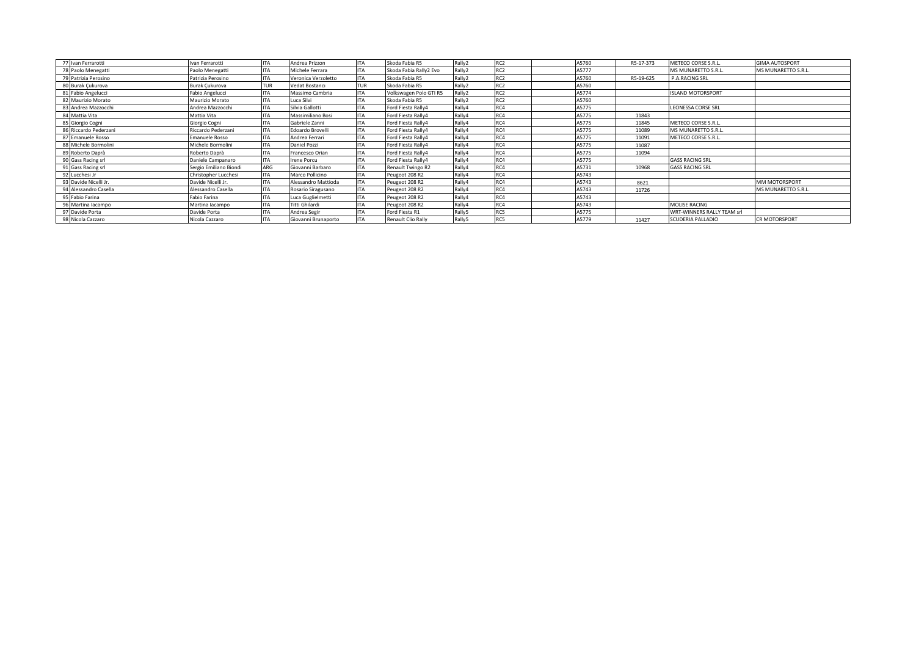| | | | | | | | | | | | | | |
|---|---|---|---|---|---|---|---|---|---|---|---|---|---|
| 77 | Ivan Ferrarotti | Ivan Ferrarotti | ITA | Andrea Prizzon | ITA | Skoda Fabia R5 | Rally2 | RC2 | | A5760 | R5-17-373 | METECO CORSE S.R.L. | GIMA AUTOSPORT |
| 78 | Paolo Menegatti | Paolo Menegatti | ITA | Michele Ferrara | ITA | Skoda Fabia Rally2 Evo | Rally2 | RC2 | | A5777 | | MS MUNARETTO S.R.L. | MS MUNARETTO S.R.L. |
| 79 | Patrizia Perosino | Patrizia Perosino | ITA | Veronica Verzoletto | ITA | Skoda Fabia R5 | Rally2 | RC2 | | A5760 | R5-19-625 | P.A.RACING SRL | |
| 80 | Burak Çukurova | Burak Çukurova | TUR | Vedat Bostanci | TUR | Skoda Fabia R5 | Rally2 | RC2 | | A5760 | | | |
| 81 | Fabio Angelucci | Fabio Angelucci | ITA | Massimo Cambria | ITA | Volkswagen Polo GTI R5 | Rally2 | RC2 | | A5774 | | ISLAND MOTORSPORT | |
| 82 | Maurizio Morato | Maurizio Morato | ITA | Luca Silvi | ITA | Skoda Fabia R5 | Rally2 | RC2 | | A5760 | | | |
| 83 | Andrea Mazzocchi | Andrea Mazzocchi | ITA | Silvia Gallotti | ITA | Ford Fiesta Rally4 | Rally4 | RC4 | | A5775 | | LEONESSA CORSE SRL | |
| 84 | Mattia Vita | Mattia Vita | ITA | Massimiliano Bosi | ITA | Ford Fiesta Rally4 | Rally4 | RC4 | | A5775 | 11843 | | |
| 85 | Giorgio Cogni | Giorgio Cogni | ITA | Gabriele Zanni | ITA | Ford Fiesta Rally4 | Rally4 | RC4 | | A5775 | 11845 | METECO CORSE S.R.L. | |
| 86 | Riccardo Pederzani | Riccardo Pederzani | ITA | Edoardo Brovelli | ITA | Ford Fiesta Rally4 | Rally4 | RC4 | | A5775 | 11089 | MS MUNARETTO S.R.L. | |
| 87 | Emanuele Rosso | Emanuele Rosso | ITA | Andrea Ferrari | ITA | Ford Fiesta Rally4 | Rally4 | RC4 | | A5775 | 11091 | METECO CORSE S.R.L. | |
| 88 | Michele Bormolini | Michele Bormolini | ITA | Daniel Pozzi | ITA | Ford Fiesta Rally4 | Rally4 | RC4 | | A5775 | 11087 | | |
| 89 | Roberto Daprà | Roberto Daprà | ITA | Francesco Orian | ITA | Ford Fiesta Rally4 | Rally4 | RC4 | | A5775 | 11094 | | |
| 90 | Gass Racing srl | Daniele Campanaro | ITA | Irene Porcu | ITA | Ford Fiesta Rally4 | Rally4 | RC4 | | A5775 | | GASS RACING SRL | |
| 91 | Gass Racing srl | Sergio Emiliano Biondi | ARG | Giovanni Barbaro | ITA | Renault Twingo R2 | Rally4 | RC4 | | A5731 | 10968 | GASS RACING SRL | |
| 92 | Lucchesi Jr | Christopher Lucchesi | ITA | Marco Pollicino | ITA | Peugeot 208 R2 | Rally4 | RC4 | | A5743 | | | |
| 93 | Davide Nicelli Jr. | Davide Nicelli Jr. | ITA | Alessandro Mattioda | ITA | Peugeot 208 R2 | Rally4 | RC4 | | A5743 | 8621 | | MM MOTORSPORT |
| 94 | Alessandro Casella | Alessandro Casella | ITA | Rosario Siragusano | ITA | Peugeot 208 R2 | Rally4 | RC4 | | A5743 | 11726 | | MS MUNARETTO S.R.L. |
| 95 | Fabio Farina | Fabio Farina | ITA | Luca Guglielmetti | ITA | Peugeot 208 R2 | Rally4 | RC4 | | A5743 | | | |
| 96 | Martina Iacampo | Martina Iacampo | ITA | Titti Ghilardi | ITA | Peugeot 208 R2 | Rally4 | RC4 | | A5743 | | MOLISE RACING | |
| 97 | Davide Porta | Davide Porta | ITA | Andrea Segir | ITA | Ford Fiesta R1 | Rally5 | RC5 | | A5775 | | WRT-WINNERS RALLY TEAM srl | |
| 98 | Nicola Cazzaro | Nicola Cazzaro | ITA | Giovanni Brunaporto | ITA | Renault Clio Rally | Rally5 | RC5 | | A5779 | 11427 | SCUDERIA PALLADIO | CR MOTORSPORT |